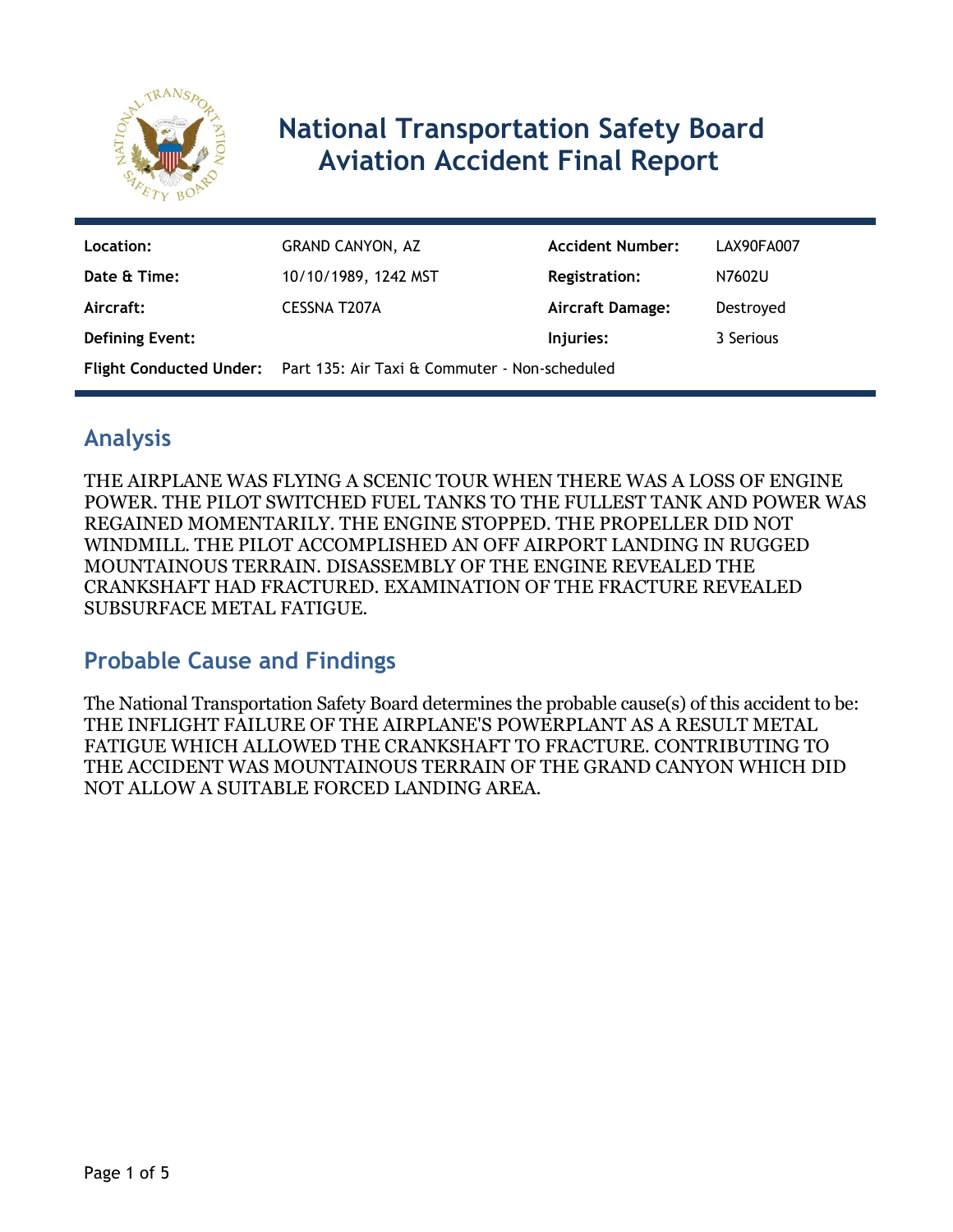# National Transportation Safety Board Aviation Accident Final Report

| | | | |
|---|---|---|---|
| **Location:** | GRAND CANYON, AZ | **Accident Number:** | LAX90FA007 |
| **Date & Time:** | 10/10/1989, 1242 MST | **Registration:** | N7602U |
| **Aircraft:** | CESSNA T207A | **Aircraft Damage:** | Destroyed |
| **Defining Event:** | | **Injuries:** | 3 Serious |
| **Flight Conducted Under:** | Part 135: Air Taxi & Commuter - Non-scheduled | | |

## Analysis

THE AIRPLANE WAS FLYING A SCENIC TOUR WHEN THERE WAS A LOSS OF ENGINE POWER. THE PILOT SWITCHED FUEL TANKS TO THE FULLEST TANK AND POWER WAS REGAINED MOMENTARILY. THE ENGINE STOPPED. THE PROPELLER DID NOT WINDMILL. THE PILOT ACCOMPLISHED AN OFF AIRPORT LANDING IN RUGGED MOUNTAINOUS TERRAIN. DISASSEMBLY OF THE ENGINE REVEALED THE CRANKSHAFT HAD FRACTURED. EXAMINATION OF THE FRACTURE REVEALED SUBSURFACE METAL FATIGUE.

## Probable Cause and Findings

The National Transportation Safety Board determines the probable cause(s) of this accident to be:
THE INFLIGHT FAILURE OF THE AIRPLANE'S POWERPLANT AS A RESULT METAL FATIGUE WHICH ALLOWED THE CRANKSHAFT TO FRACTURE. CONTRIBUTING TO THE ACCIDENT WAS MOUNTAINOUS TERRAIN OF THE GRAND CANYON WHICH DID NOT ALLOW A SUITABLE FORCED LANDING AREA.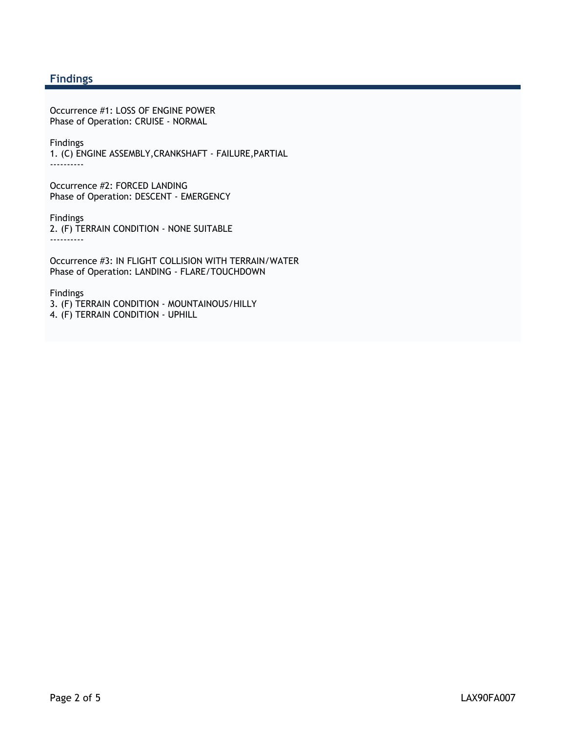## Findings

Occurrence #1: LOSS OF ENGINE POWER
Phase of Operation: CRUISE - NORMAL

Findings
1. (C) ENGINE ASSEMBLY,CRANKSHAFT - FAILURE,PARTIAL
----------

Occurrence #2: FORCED LANDING
Phase of Operation: DESCENT - EMERGENCY

Findings
2. (F) TERRAIN CONDITION - NONE SUITABLE
----------

Occurrence #3: IN FLIGHT COLLISION WITH TERRAIN/WATER
Phase of Operation: LANDING - FLARE/TOUCHDOWN

Findings
3. (F) TERRAIN CONDITION - MOUNTAINOUS/HILLY
4. (F) TERRAIN CONDITION - UPHILL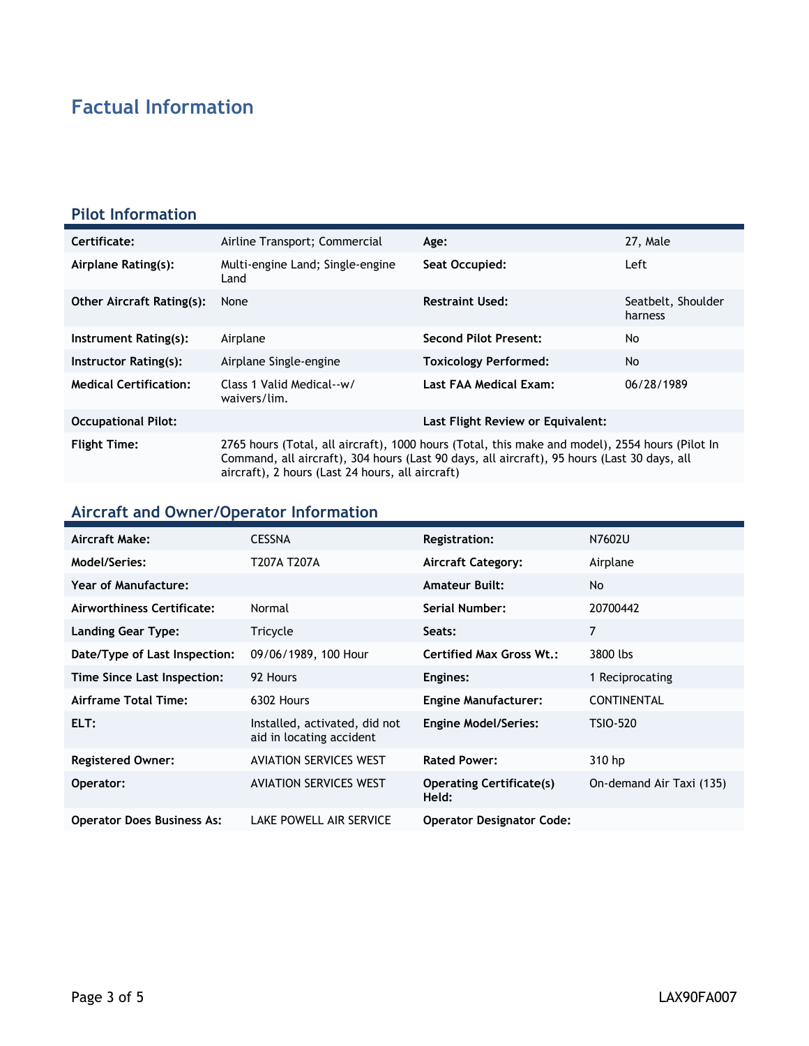# Factual Information

## Pilot Information

| | | | |
|---|---|---|---|
| **Certificate:** | Airline Transport; Commercial | **Age:** | 27, Male |
| **Airplane Rating(s):** | Multi-engine Land; Single-engine Land | **Seat Occupied:** | Left |
| **Other Aircraft Rating(s):** | None | **Restraint Used:** | Seatbelt, Shoulder harness |
| **Instrument Rating(s):** | Airplane | **Second Pilot Present:** | No |
| **Instructor Rating(s):** | Airplane Single-engine | **Toxicology Performed:** | No |
| **Medical Certification:** | Class 1 Valid Medical--w/ waivers/lim. | **Last FAA Medical Exam:** | 06/28/1989 |
| **Occupational Pilot:** | | **Last Flight Review or Equivalent:** | |
| **Flight Time:** | 2765 hours (Total, all aircraft), 1000 hours (Total, this make and model), 2554 hours (Pilot In Command, all aircraft), 304 hours (Last 90 days, all aircraft), 95 hours (Last 30 days, all aircraft), 2 hours (Last 24 hours, all aircraft) | | |

## Aircraft and Owner/Operator Information

| | | | |
|---|---|---|---|
| **Aircraft Make:** | CESSNA | **Registration:** | N7602U |
| **Model/Series:** | T207A T207A | **Aircraft Category:** | Airplane |
| **Year of Manufacture:** | | **Amateur Built:** | No |
| **Airworthiness Certificate:** | Normal | **Serial Number:** | 20700442 |
| **Landing Gear Type:** | Tricycle | **Seats:** | 7 |
| **Date/Type of Last Inspection:** | 09/06/1989, 100 Hour | **Certified Max Gross Wt.:** | 3800 lbs |
| **Time Since Last Inspection:** | 92 Hours | **Engines:** | 1 Reciprocating |
| **Airframe Total Time:** | 6302 Hours | **Engine Manufacturer:** | CONTINENTAL |
| **ELT:** | Installed, activated, did not aid in locating accident | **Engine Model/Series:** | TSIO-520 |
| **Registered Owner:** | AVIATION SERVICES WEST | **Rated Power:** | 310 hp |
| **Operator:** | AVIATION SERVICES WEST | **Operating Certificate(s) Held:** | On-demand Air Taxi (135) |
| **Operator Does Business As:** | LAKE POWELL AIR SERVICE | **Operator Designator Code:** | |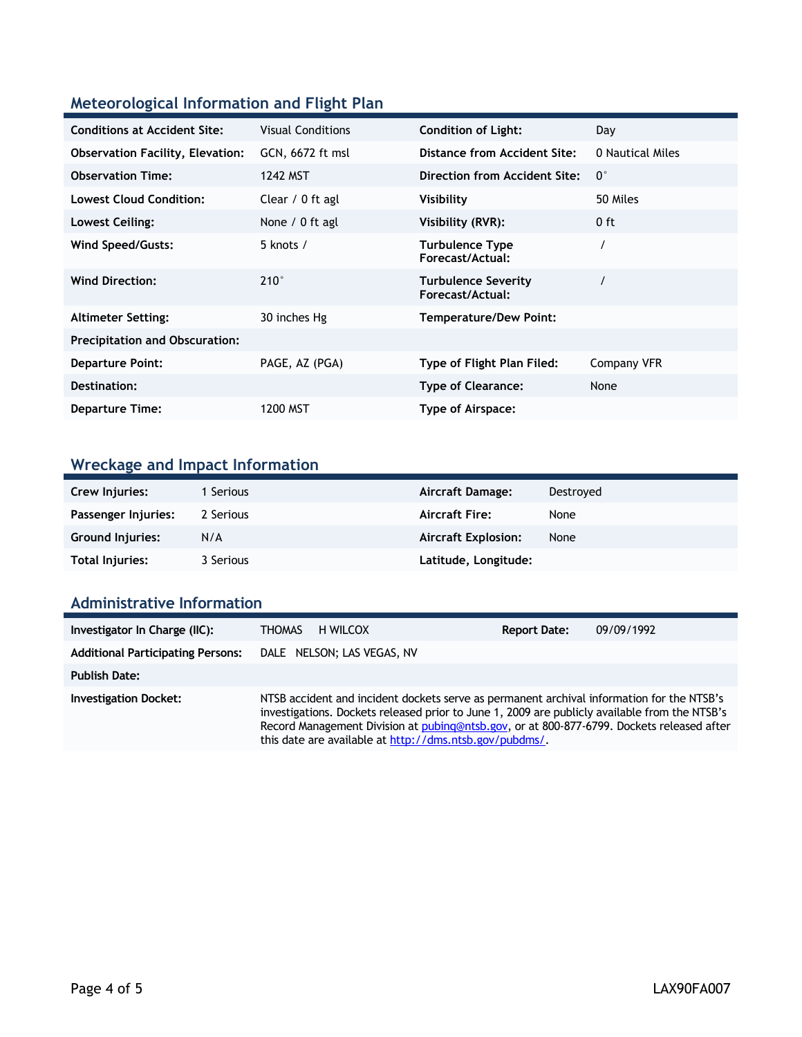## Meteorological Information and Flight Plan

| | | | |
|---|---|---|---|
| **Conditions at Accident Site:** | Visual Conditions | **Condition of Light:** | Day |
| **Observation Facility, Elevation:** | GCN, 6672 ft msl | **Distance from Accident Site:** | 0 Nautical Miles |
| **Observation Time:** | 1242 MST | **Direction from Accident Site:** | 0° |
| **Lowest Cloud Condition:** | Clear / 0 ft agl | **Visibility** | 50 Miles |
| **Lowest Ceiling:** | None / 0 ft agl | **Visibility (RVR):** | 0 ft |
| **Wind Speed/Gusts:** | 5 knots / | **Turbulence Type Forecast/Actual:** | / |
| **Wind Direction:** | 210° | **Turbulence Severity Forecast/Actual:** | / |
| **Altimeter Setting:** | 30 inches Hg | **Temperature/Dew Point:** | |
| **Precipitation and Obscuration:** | | | |
| **Departure Point:** | PAGE, AZ (PGA) | **Type of Flight Plan Filed:** | Company VFR |
| **Destination:** | | **Type of Clearance:** | None |
| **Departure Time:** | 1200 MST | **Type of Airspace:** | |

## Wreckage and Impact Information

| | | | |
|---|---|---|---|
| **Crew Injuries:** | 1 Serious | **Aircraft Damage:** | Destroyed |
| **Passenger Injuries:** | 2 Serious | **Aircraft Fire:** | None |
| **Ground Injuries:** | N/A | **Aircraft Explosion:** | None |
| **Total Injuries:** | 3 Serious | **Latitude, Longitude:** | |

## Administrative Information

| | | | |
|---|---|---|---|
| **Investigator In Charge (IIC):** | THOMAS H WILCOX | **Report Date:** | 09/09/1992 |
| **Additional Participating Persons:** | DALE NELSON; LAS VEGAS, NV | | |
| **Publish Date:** | | | |
| **Investigation Docket:** | NTSB accident and incident dockets serve as permanent archival information for the NTSB's investigations. Dockets released prior to June 1, 2009 are publicly available from the NTSB's Record Management Division at pubinq@ntsb.gov, or at 800-877-6799. Dockets released after this date are available at http://dms.ntsb.gov/pubdms/. | | |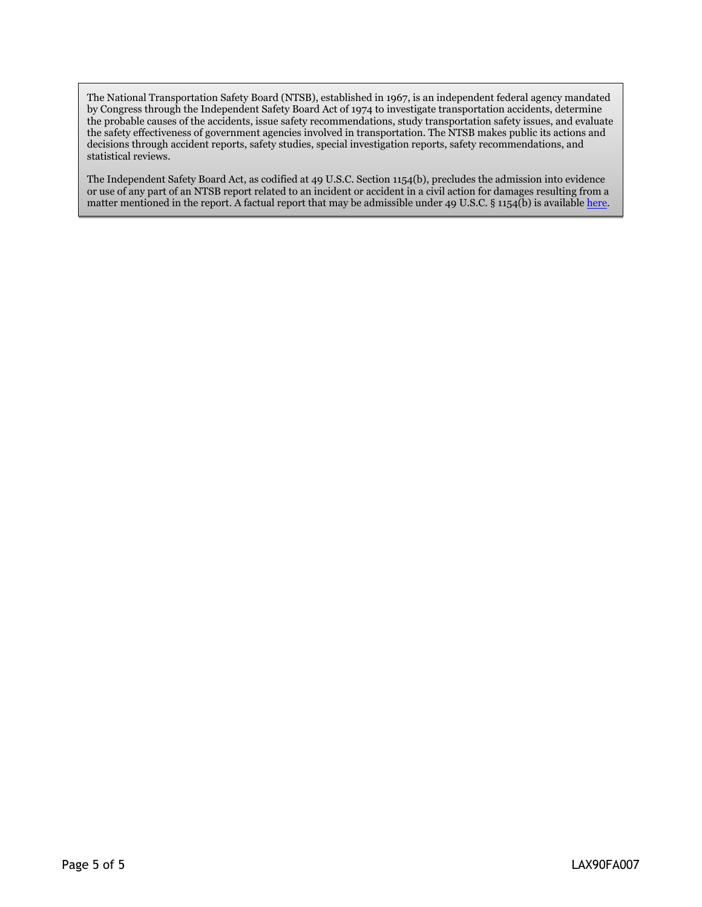The National Transportation Safety Board (NTSB), established in 1967, is an independent federal agency mandated by Congress through the Independent Safety Board Act of 1974 to investigate transportation accidents, determine the probable causes of the accidents, issue safety recommendations, study transportation safety issues, and evaluate the safety effectiveness of government agencies involved in transportation. The NTSB makes public its actions and decisions through accident reports, safety studies, special investigation reports, safety recommendations, and statistical reviews.

The Independent Safety Board Act, as codified at 49 U.S.C. Section 1154(b), precludes the admission into evidence or use of any part of an NTSB report related to an incident or accident in a civil action for damages resulting from a matter mentioned in the report. A factual report that may be admissible under 49 U.S.C. § 1154(b) is available here.